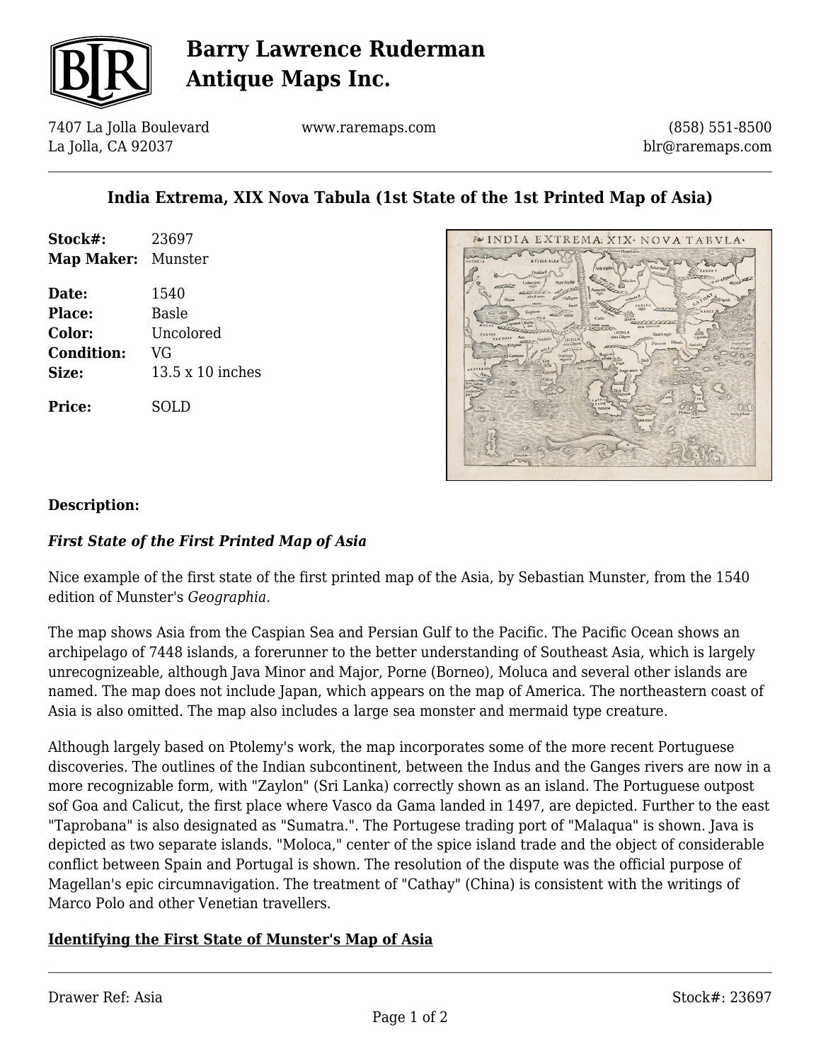# Barry Lawrence Ruderman Antique Maps Inc.

7407 La Jolla Boulevard
La Jolla, CA 92037

www.raremaps.com

(858) 551-8500
blr@raremaps.com

## India Extrema, XIX Nova Tabula (1st State of the 1st Printed Map of Asia)

| | |
|---|---|
| **Stock#:** | 23697 |
| **Map Maker:** | Munster |
| **Date:** | 1540 |
| **Place:** | Basle |
| **Color:** | Uncolored |
| **Condition:** | VG |
| **Size:** | 13.5 x 10 inches |
| **Price:** | SOLD |

### Description:

***First State of the First Printed Map of Asia***

Nice example of the first state of the first printed map of the Asia, by Sebastian Munster, from the 1540 edition of Munster's *Geographia.*

The map shows Asia from the Caspian Sea and Persian Gulf to the Pacific. The Pacific Ocean shows an archipelago of 7448 islands, a forerunner to the better understanding of Southeast Asia, which is largely unrecognizeable, although Java Minor and Major, Porne (Borneo), Moluca and several other islands are named. The map does not include Japan, which appears on the map of America. The northeastern coast of Asia is also omitted. The map also includes a large sea monster and mermaid type creature.

Although largely based on Ptolemy's work, the map incorporates some of the more recent Portuguese discoveries. The outlines of the Indian subcontinent, between the Indus and the Ganges rivers are now in a more recognizable form, with "Zaylon" (Sri Lanka) correctly shown as an island. The Portuguese outpost sof Goa and Calicut, the first place where Vasco da Gama landed in 1497, are depicted. Further to the east "Taprobana" is also designated as "Sumatra.". The Portugese trading port of "Malaqua" is shown. Java is depicted as two separate islands. "Moloca," center of the spice island trade and the object of considerable conflict between Spain and Portugal is shown. The resolution of the dispute was the official purpose of Magellan's epic circumnavigation. The treatment of "Cathay" (China) is consistent with the writings of Marco Polo and other Venetian travellers.

**Identifying the First State of Munster's Map of Asia**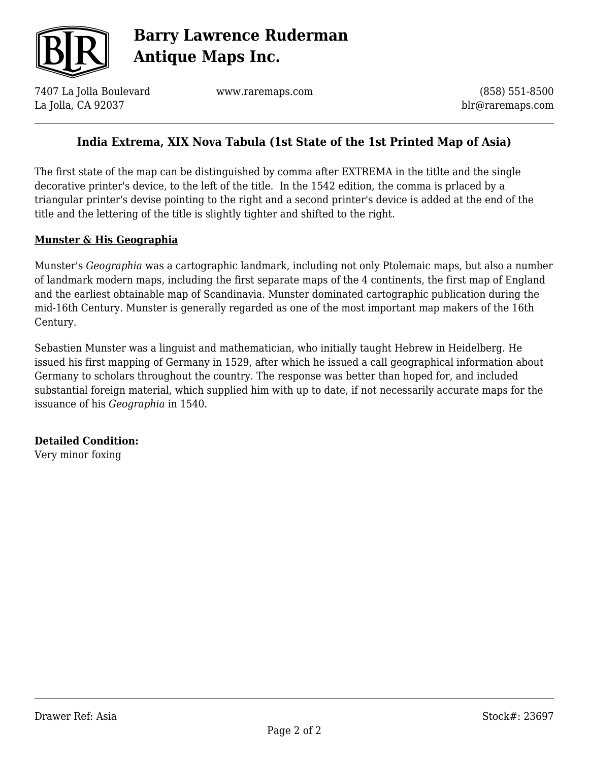# India Extrema, XIX Nova Tabula (1st State of the 1st Printed Map of Asia)

The first state of the map can be distinguished by comma after EXTREMA in the titlte and the single decorative printer's device, to the left of the title. In the 1542 edition, the comma is prlaced by a triangular printer's devise pointing to the right and a second printer's device is added at the end of the title and the lettering of the title is slightly tighter and shifted to the right.

## Munster & His Geographia

Munster's *Geographia* was a cartographic landmark, including not only Ptolemaic maps, but also a number of landmark modern maps, including the first separate maps of the 4 continents, the first map of England and the earliest obtainable map of Scandinavia. Munster dominated cartographic publication during the mid-16th Century. Munster is generally regarded as one of the most important map makers of the 16th Century.

Sebastien Munster was a linguist and mathematician, who initially taught Hebrew in Heidelberg. He issued his first mapping of Germany in 1529, after which he issued a call geographical information about Germany to scholars throughout the country. The response was better than hoped for, and included substantial foreign material, which supplied him with up to date, if not necessarily accurate maps for the issuance of his *Geographia* in 1540.

**Detailed Condition:**
Very minor foxing

Drawer Ref: Asia

Stock#: 23697